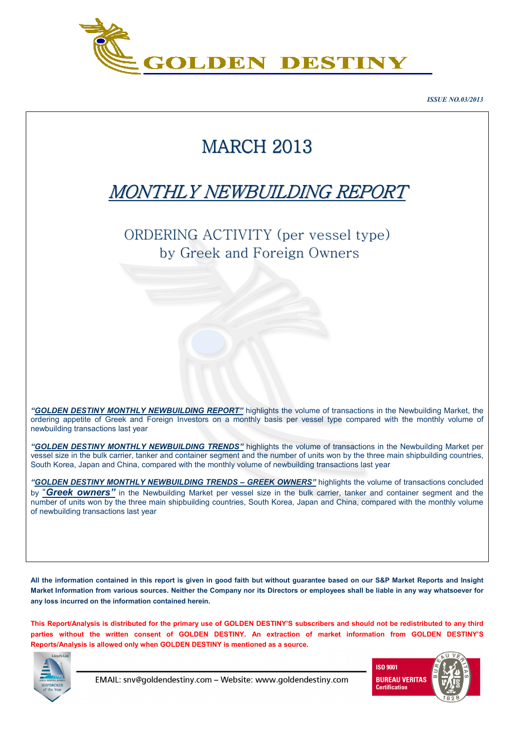GOLDEN DESTINY

*ISSUE NO.03/2013*

# MARCH 2013

## *MONTHLY NEWBUILDING REPORT*

### ORDERING ACTIVITY (per vessel type) by Greek and Foreign Owners

***"GOLDEN DESTINY MONTHLY NEWBUILDING REPORT"*** highlights the volume of transactions in the Newbuilding Market, the ordering appetite of Greek and Foreign Investors on a monthly basis per vessel type compared with the monthly volume of newbuilding transactions last year

***"GOLDEN DESTINY MONTHLY NEWBUILDING TRENDS"*** highlights the volume of transactions in the Newbuilding Market per vessel size in the bulk carrier, tanker and container segment and the number of units won by the three main shipbuilding countries, South Korea, Japan and China, compared with the monthly volume of newbuilding transactions last year

***"GOLDEN DESTINY MONTHLY NEWBUILDING TRENDS – GREEK OWNERS"*** highlights the volume of transactions concluded by ***"Greek owners"*** in the Newbuilding Market per vessel size in the bulk carrier, tanker and container segment and the number of units won by the three main shipbuilding countries, South Korea, Japan and China, compared with the monthly volume of newbuilding transactions last year

**All the information contained in this report is given in good faith but without guarantee based on our S&P Market Reports and Insight Market Information from various sources. Neither the Company nor its Directors or employees shall be liable in any way whatsoever for any loss incurred on the information contained herein.**

**This Report/Analysis is distributed for the primary use of GOLDEN DESTINY'S subscribers and should not be redistributed to any third parties without the written consent of GOLDEN DESTINY. An extraction of market information from GOLDEN DESTINY'S Reports/Analysis is allowed only when GOLDEN DESTINY is mentioned as a source.**

EMAIL: snv@goldendestiny.com – Website: www.goldendestiny.com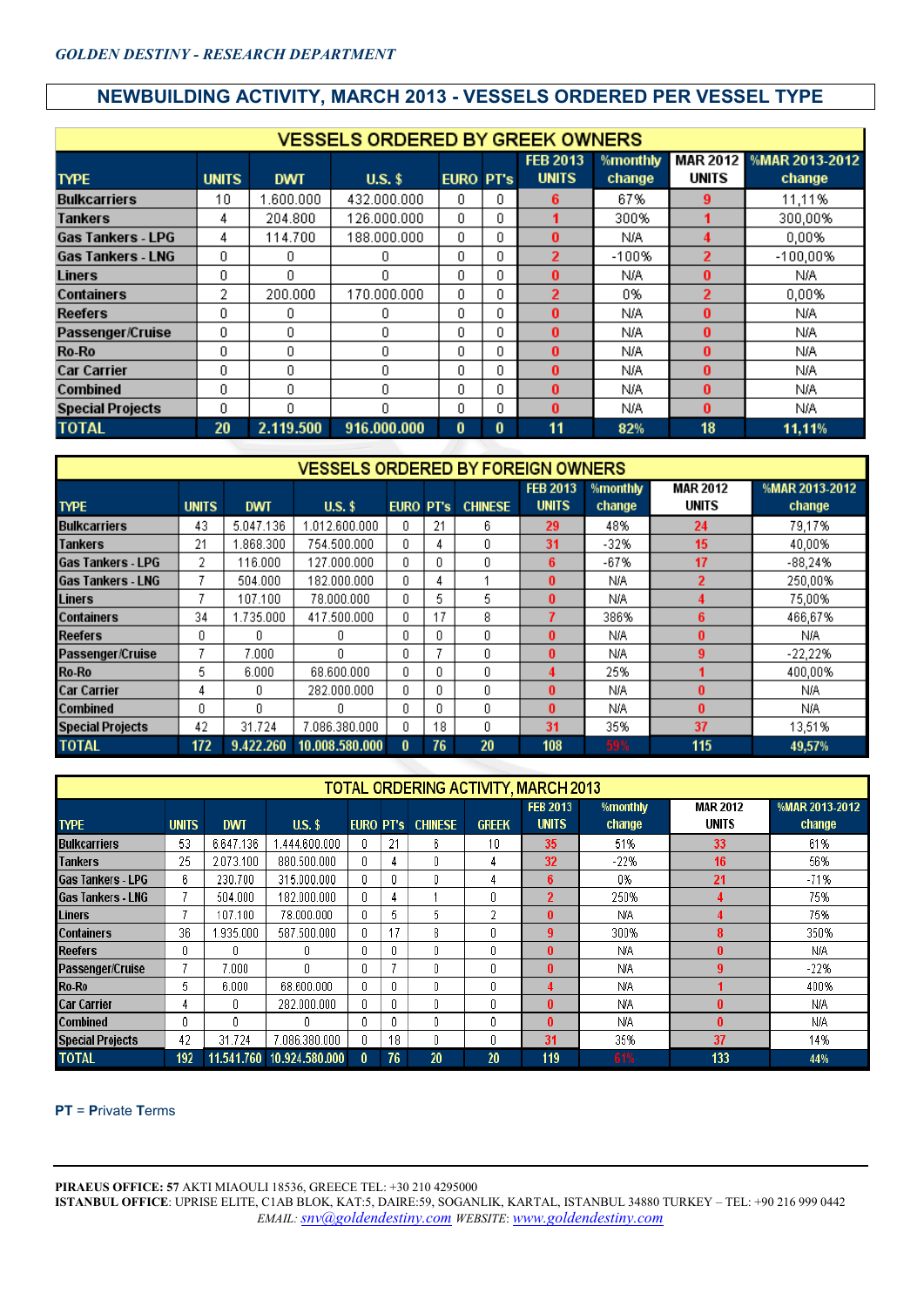*GOLDEN DESTINY - RESEARCH DEPARTMENT*

## NEWBUILDING ACTIVITY, MARCH 2013 - VESSELS ORDERED PER VESSEL TYPE

### VESSELS ORDERED BY GREEK OWNERS

| TYPE | UNITS | DWT | U.S. $ | EURO | PT's | FEB 2013 UNITS | %monthly change | MAR 2012 UNITS | %MAR 2013-2012 change |
|---|---|---|---|---|---|---|---|---|---|
| Bulkcarriers | 10 | 1.600.000 | 432.000.000 | 0 | 0 | 6 | 67% | 9 | 11,11% |
| Tankers | 4 | 204.800 | 126.000.000 | 0 | 0 | 1 | 300% | 1 | 300,00% |
| Gas Tankers - LPG | 4 | 114.700 | 188.000.000 | 0 | 0 | 0 | N/A | 4 | 0,00% |
| Gas Tankers - LNG | 0 | 0 | 0 | 0 | 0 | 2 | -100% | 2 | -100,00% |
| Liners | 0 | 0 | 0 | 0 | 0 | 0 | N/A | 0 | N/A |
| Containers | 2 | 200.000 | 170.000.000 | 0 | 0 | 2 | 0% | 2 | 0,00% |
| Reefers | 0 | 0 | 0 | 0 | 0 | 0 | N/A | 0 | N/A |
| Passenger/Cruise | 0 | 0 | 0 | 0 | 0 | 0 | N/A | 0 | N/A |
| Ro-Ro | 0 | 0 | 0 | 0 | 0 | 0 | N/A | 0 | N/A |
| Car Carrier | 0 | 0 | 0 | 0 | 0 | 0 | N/A | 0 | N/A |
| Combined | 0 | 0 | 0 | 0 | 0 | 0 | N/A | 0 | N/A |
| Special Projects | 0 | 0 | 0 | 0 | 0 | 0 | N/A | 0 | N/A |
| **TOTAL** | **20** | **2.119.500** | **916.000.000** | **0** | **0** | **11** | **82%** | **18** | **11,11%** |

### VESSELS ORDERED BY FOREIGN OWNERS

| TYPE | UNITS | DWT | U.S. $ | EURO | PT's | CHINESE | FEB 2013 UNITS | %monthly change | MAR 2012 UNITS | %MAR 2013-2012 change |
|---|---|---|---|---|---|---|---|---|---|---|
| Bulkcarriers | 43 | 5.047.136 | 1.012.600.000 | 0 | 21 | 6 | 29 | 48% | 24 | 79,17% |
| Tankers | 21 | 1.868.300 | 754.500.000 | 0 | 4 | 0 | 31 | -32% | 15 | 40,00% |
| Gas Tankers - LPG | 2 | 116.000 | 127.000.000 | 0 | 0 | 0 | 6 | -67% | 17 | -88,24% |
| Gas Tankers - LNG | 7 | 504.000 | 182.000.000 | 0 | 4 | 1 | 0 | N/A | 2 | 250,00% |
| Liners | 7 | 107.100 | 78.000.000 | 0 | 5 | 5 | 0 | N/A | 4 | 75,00% |
| Containers | 34 | 1.735.000 | 417.500.000 | 0 | 17 | 8 | 7 | 386% | 6 | 466,67% |
| Reefers | 0 | 0 | 0 | 0 | 0 | 0 | 0 | N/A | 0 | N/A |
| Passenger/Cruise | 7 | 7.000 | 0 | 0 | 7 | 0 | 0 | N/A | 9 | -22,22% |
| Ro-Ro | 5 | 6.000 | 68.600.000 | 0 | 0 | 0 | 4 | 25% | 1 | 400,00% |
| Car Carrier | 4 | 0 | 282.000.000 | 0 | 0 | 0 | 0 | N/A | 0 | N/A |
| Combined | 0 | 0 | 0 | 0 | 0 | 0 | 0 | N/A | 0 | N/A |
| Special Projects | 42 | 31.724 | 7.086.380.000 | 0 | 18 | 0 | 31 | 35% | 37 | 13,51% |
| **TOTAL** | **172** | **9.422.260** | **10.008.580.000** | **0** | **76** | **20** | **108** | **59%** | **115** | **49,57%** |

### TOTAL ORDERING ACTIVITY, MARCH 2013

| TYPE | UNITS | DWT | U.S. $ | EURO | PT's | CHINESE | GREEK | FEB 2013 UNITS | %monthly change | MAR 2012 UNITS | %MAR 2013-2012 change |
|---|---|---|---|---|---|---|---|---|---|---|---|
| Bulkcarriers | 53 | 6.647.136 | 1.444.600.000 | 0 | 21 | 6 | 10 | 35 | 51% | 33 | 61% |
| Tankers | 25 | 2.073.100 | 880.500.000 | 0 | 4 | 0 | 4 | 32 | -22% | 16 | 56% |
| Gas Tankers - LPG | 6 | 230.700 | 315.000.000 | 0 | 0 | 0 | 4 | 6 | 0% | 21 | -71% |
| Gas Tankers - LNG | 7 | 504.000 | 182.000.000 | 0 | 4 | 1 | 0 | 2 | 250% | 4 | 75% |
| Liners | 7 | 107.100 | 78.000.000 | 0 | 5 | 5 | 2 | 0 | N/A | 4 | 75% |
| Containers | 36 | 1.935.000 | 587.500.000 | 0 | 17 | 8 | 0 | 9 | 300% | 8 | 350% |
| Reefers | 0 | 0 | 0 | 0 | 0 | 0 | 0 | 0 | N/A | 0 | N/A |
| Passenger/Cruise | 7 | 7.000 | 0 | 0 | 7 | 0 | 0 | 0 | N/A | 9 | -22% |
| Ro-Ro | 5 | 6.000 | 68.600.000 | 0 | 0 | 0 | 0 | 4 | N/A | 1 | 400% |
| Car Carrier | 4 | 0 | 282.000.000 | 0 | 0 | 0 | 0 | 0 | N/A | 0 | N/A |
| Combined | 0 | 0 | 0 | 0 | 0 | 0 | 0 | 0 | N/A | 0 | N/A |
| Special Projects | 42 | 31.724 | 7.086.380.000 | 0 | 18 | 0 | 0 | 31 | 35% | 37 | 14% |
| **TOTAL** | **192** | **11.541.760** | **10.924.580.000** | **0** | **76** | **20** | **20** | **119** | **61%** | **133** | **44%** |

**PT** = **P**rivate **T**erms

**PIRAEUS OFFICE: 57** AKTI MIAOULI 18536, GREECE TEL: +30 210 4295000
**ISTANBUL OFFICE**: UPRISE ELITE, C1AB BLOK, KAT:5, DAIRE:59, SOGANLIK, KARTAL, ISTANBUL 34880 TURKEY – TEL: +90 216 999 0442
*EMAIL: snv@goldendestiny.com WEBSITE: www.goldendestiny.com*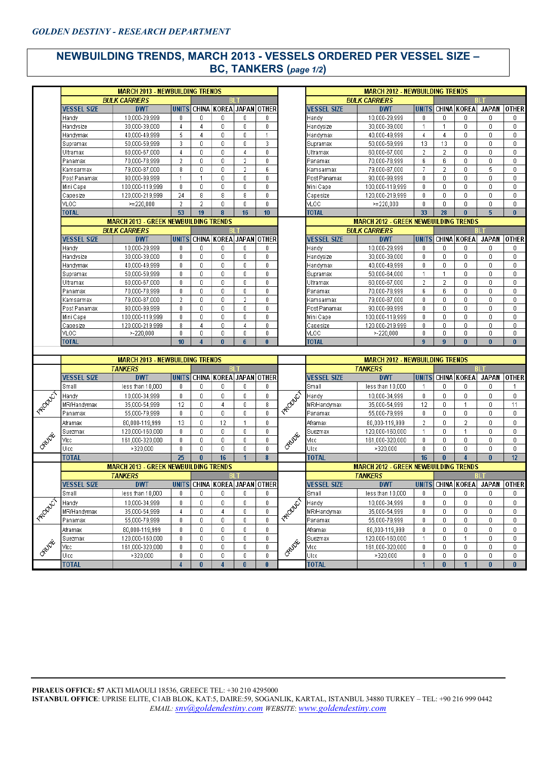## NEWBUILDING TRENDS, MARCH 2013 - VESSELS ORDERED PER VESSEL SIZE – BC, TANKERS (*page 1/2*)

### MARCH 2013 - NEWBUILDING TRENDS – BULK CARRIERS

| VESSEL SIZE | DWT | UNITS | BLT CHINA | KOREA | JAPAN | OTHER |
|---|---|---|---|---|---|---|
| Handy | 10,000-29,999 | 0 | 0 | 0 | 0 | 0 |
| Handysize | 30,000-39,000 | 4 | 4 | 0 | 0 | 0 |
| Handymax | 40,000-49,999 | 5 | 4 | 0 | 0 | 1 |
| Supramax | 50,000-59,999 | 3 | 0 | 0 | 0 | 3 |
| Ultramax | 60,000-67,000 | 4 | 0 | 0 | 4 | 0 |
| Panamax | 70,000-78,999 | 2 | 0 | 0 | 2 | 0 |
| Kamsarmax | 79,000-87,000 | 8 | 0 | 0 | 2 | 6 |
| Post Panamax | 90,000-99,999 | 1 | 1 | 0 | 0 | 0 |
| Mini Cape | 100,000-119,999 | 0 | 0 | 0 | 0 | 0 |
| Capesize | 120,000-219,999 | 24 | 8 | 8 | 8 | 0 |
| VLOC | >=220,000 | 2 | 2 | 0 | 0 | 0 |
| TOTAL | | 53 | 19 | 8 | 16 | 10 |

### MARCH 2012 - NEWBUILDING TRENDS – BULK CARRIERS

| VESSEL SIZE | DWT | UNITS | BLT CHINA | KOREA | JAPAN | OTHER |
|---|---|---|---|---|---|---|
| Handy | 10,000-29,999 | 0 | 0 | 0 | 0 | 0 |
| Handysize | 30,000-39,000 | 1 | 1 | 0 | 0 | 0 |
| Handymax | 40,000-49,999 | 4 | 4 | 0 | 0 | 0 |
| Supramax | 50,000-59,999 | 13 | 13 | 0 | 0 | 0 |
| Ultramax | 60,000-67,000 | 2 | 2 | 0 | 0 | 0 |
| Panamax | 70,000-78,999 | 6 | 6 | 0 | 0 | 0 |
| Kamsarmax | 79,000-87,000 | 7 | 2 | 0 | 5 | 0 |
| Post Panamax | 90,000-99,999 | 0 | 0 | 0 | 0 | 0 |
| Mini Cape | 100,000-119,999 | 0 | 0 | 0 | 0 | 0 |
| Capesize | 120,000-219,999 | 0 | 0 | 0 | 0 | 0 |
| VLOC | >=220,000 | 0 | 0 | 0 | 0 | 0 |
| TOTAL | | 33 | 28 | 0 | 5 | 0 |

### MARCH 2013 - GREEK NEWBUILDING TRENDS – BULK CARRIERS

| VESSEL SIZE | DWT | UNITS | BLT CHINA | KOREA | JAPAN | OTHER |
|---|---|---|---|---|---|---|
| Handy | 10,000-29,999 | 0 | 0 | 0 | 0 | 0 |
| Handysize | 30,000-39,000 | 0 | 0 | 0 | 0 | 0 |
| Handymax | 40,000-49,999 | 0 | 0 | 0 | 0 | 0 |
| Supramax | 50,000-59,999 | 0 | 0 | 0 | 0 | 0 |
| Ultramax | 60,000-67,000 | 0 | 0 | 0 | 0 | 0 |
| Panamax | 70,000-78,999 | 0 | 0 | 0 | 0 | 0 |
| Kamsarmax | 79,000-87,000 | 2 | 0 | 0 | 2 | 0 |
| Post Panamax | 90,000-99,999 | 0 | 0 | 0 | 0 | 0 |
| Mini Cape | 100,000-119,999 | 0 | 0 | 0 | 0 | 0 |
| Capesize | 120,000-219,999 | 8 | 4 | 0 | 4 | 0 |
| VLOC | >=220,000 | 0 | 0 | 0 | 0 | 0 |
| TOTAL | | 10 | 4 | 0 | 6 | 0 |

### MARCH 2012 - GREEK NEWBUILDING TRENDS – BULK CARRIERS

| VESSEL SIZE | DWT | UNITS | BLT CHINA | KOREA | JAPAN | OTHER |
|---|---|---|---|---|---|---|
| Handy | 10,000-29,999 | 0 | 0 | 0 | 0 | 0 |
| Handysize | 30,000-39,000 | 0 | 0 | 0 | 0 | 0 |
| Handymax | 40,000-49,999 | 0 | 0 | 0 | 0 | 0 |
| Supramax | 50,000-64,000 | 1 | 1 | 0 | 0 | 0 |
| Ultramax | 60,000-67,000 | 2 | 2 | 0 | 0 | 0 |
| Panamax | 70,000-78,999 | 6 | 6 | 0 | 0 | 0 |
| Kamsarmax | 79,000-87,000 | 0 | 0 | 0 | 0 | 0 |
| Post Panamax | 90,000-99,999 | 0 | 0 | 0 | 0 | 0 |
| Mini Cape | 100,000-119,999 | 0 | 0 | 0 | 0 | 0 |
| Capesize | 120,000-219,999 | 0 | 0 | 0 | 0 | 0 |
| VLOC | >=220,000 | 0 | 0 | 0 | 0 | 0 |
| TOTAL | | 9 | 9 | 0 | 0 | 0 |

### MARCH 2013 - NEWBUILDING TRENDS – TANKERS

| | VESSEL SIZE | DWT | UNITS | BLT CHINA | KOREA | JAPAN | OTHER |
|---|---|---|---|---|---|---|---|
| | Small | less than 10,000 | 0 | 0 | 0 | 0 | 0 |
| PRODUCT | Handy | 10,000-34,999 | 0 | 0 | 0 | 0 | 0 |
| PRODUCT | MR/Handymax | 35,000-54,999 | 12 | 0 | 4 | 0 | 8 |
| PRODUCT | Panamax | 55,000-79,999 | 0 | 0 | 0 | 0 | 0 |
| CRUDE | Aframax | 80,000-119,999 | 13 | 0 | 12 | 1 | 0 |
| CRUDE | Suezmax | 120,000-160,000 | 0 | 0 | 0 | 0 | 0 |
| CRUDE | Vlcc | 161,000-320,000 | 0 | 0 | 0 | 0 | 0 |
| CRUDE | Ulcc | >320,000 | 0 | 0 | 0 | 0 | 0 |
| | TOTAL | | 25 | 0 | 16 | 1 | 8 |

### MARCH 2012 - NEWBUILDING TRENDS – TANKERS

| | VESSEL SIZE | DWT | UNITS | BLT CHINA | KOREA | JAPAN | OTHER |
|---|---|---|---|---|---|---|---|
| | Small | less than 10,000 | 1 | 0 | 0 | 0 | 1 |
| PRODUCT | Handy | 10,000-34,999 | 0 | 0 | 0 | 0 | 0 |
| PRODUCT | MR/Handymax | 35,000-54,999 | 12 | 0 | 1 | 0 | 11 |
| PRODUCT | Panamax | 55,000-79,999 | 0 | 0 | 0 | 0 | 0 |
| CRUDE | Aframax | 80,000-119,999 | 2 | 0 | 2 | 0 | 0 |
| CRUDE | Suezmax | 120,000-160,000 | 1 | 0 | 1 | 0 | 0 |
| CRUDE | Vlcc | 161,000-320,000 | 0 | 0 | 0 | 0 | 0 |
| CRUDE | Ulcc | >320,000 | 0 | 0 | 0 | 0 | 0 |
| | TOTAL | | 16 | 0 | 4 | 0 | 12 |

### MARCH 2013 - GREEK NEWBUILDING TRENDS – TANKERS

| | VESSEL SIZE | DWT | UNITS | BLT CHINA | KOREA | JAPAN | OTHER |
|---|---|---|---|---|---|---|---|
| | Small | less than 10,000 | 0 | 0 | 0 | 0 | 0 |
| PRODUCT | Handy | 10,000-34,999 | 0 | 0 | 0 | 0 | 0 |
| PRODUCT | MR/Handymax | 35,000-54,999 | 4 | 0 | 4 | 0 | 0 |
| PRODUCT | Panamax | 55,000-79,999 | 0 | 0 | 0 | 0 | 0 |
| CRUDE | Aframax | 80,000-119,999 | 0 | 0 | 0 | 0 | 0 |
| CRUDE | Suezmax | 120,000-160,000 | 0 | 0 | 0 | 0 | 0 |
| CRUDE | Vlcc | 161,000-320,000 | 0 | 0 | 0 | 0 | 0 |
| CRUDE | Ulcc | >320,000 | 0 | 0 | 0 | 0 | 0 |
| | TOTAL | | 4 | 0 | 4 | 0 | 0 |

### MARCH 2012 - GREEK NEWBUILDING TRENDS – TANKERS

| | VESSEL SIZE | DWT | UNITS | BLT CHINA | KOREA | JAPAN | OTHER |
|---|---|---|---|---|---|---|---|
| | Small | less than 10,000 | 0 | 0 | 0 | 0 | 0 |
| PRODUCT | Handy | 10,000-34,999 | 0 | 0 | 0 | 0 | 0 |
| PRODUCT | MR/Handymax | 35,000-54,999 | 0 | 0 | 0 | 0 | 0 |
| PRODUCT | Panamax | 55,000-79,999 | 0 | 0 | 0 | 0 | 0 |
| CRUDE | Aframax | 80,000-119,999 | 0 | 0 | 0 | 0 | 0 |
| CRUDE | Suezmax | 120,000-160,000 | 1 | 0 | 1 | 0 | 0 |
| CRUDE | Vlcc | 161,000-320,000 | 0 | 0 | 0 | 0 | 0 |
| CRUDE | Ulcc | >320,000 | 0 | 0 | 0 | 0 | 0 |
| | TOTAL | | 1 | 0 | 1 | 0 | 0 |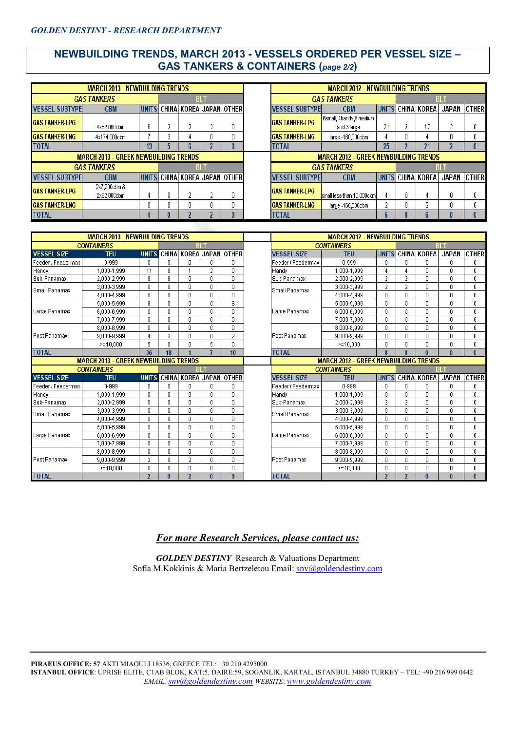## NEWBUILDING TRENDS, MARCH 2013 - VESSELS ORDERED PER VESSEL SIZE – GAS TANKERS & CONTAINERS (*page 2/2*)

| MARCH 2013 - NEWBUILDING TRENDS | | | | | | |
|---|---|---|---|---|---|---|
| GAS TANKERS | | | BLT | | | |
| VESSEL SUBTYPE | CBM | UNITS | CHINA | KOREA | JAPAN | OTHER |
| GAS TANKER-LPG | 4x82,000cbm | 6 | 2 | 2 | 2 | 0 |
| GAS TANKER-LNG | 4x174,000cbm | 7 | 3 | 4 | 0 | 0 |
| TOTAL | | 13 | 5 | 6 | 2 | 0 |

| MARCH 2012 - NEWBUILDING TRENDS | | | | | | |
|---|---|---|---|---|---|---|
| GAS TANKERS | | | BLT | | | |
| VESSEL SUBTYPE | CBM | UNITS | CHINA | KOREA | JAPAN | OTHER |
| GAS TANKER-LPG | 6small, 4handy,8 medium and 3 large | 21 | 2 | 17 | 2 | 0 |
| GAS TANKER-LNG | large -160,000cbm | 4 | 0 | 4 | 0 | 0 |
| TOTAL | | 25 | 2 | 21 | 2 | 0 |

| MARCH 2013 - GREEK NEWBUILDING TRENDS | | | | | | |
|---|---|---|---|---|---|---|
| GAS TANKERS | | | BLT | | | |
| VESSEL SUBTYPE | CBM | UNITS | CHINA | KOREA | JAPAN | OTHER |
| GAS TANKER-LPG | 2x7,200cbm & 2x82,000cbm | 4 | 0 | 2 | 2 | 0 |
| GAS TANKER-LNG | | 0 | 0 | 0 | 0 | 0 |
| TOTAL | | 4 | 0 | 2 | 2 | 0 |

| MARCH 2012 - GREEK NEWBUILDING TRENDS | | | | | | |
|---|---|---|---|---|---|---|
| GAS TANKERS | | | BLT | | | |
| VESSEL SUBTYPE | CBM | UNITS | CHINA | KOREA | JAPAN | OTHER |
| GAS TANKER-LPG | small less than 10,000cbm | 4 | 0 | 4 | 0 | 0 |
| GAS TANKER-LNG | large -160,000cbm | 2 | 0 | 2 | 0 | 0 |
| TOTAL | | 6 | 0 | 6 | 0 | 0 |

| MARCH 2013 - NEWBUILDING TRENDS | | | | | | |
|---|---|---|---|---|---|---|
| CONTAINERS | | | BLT | | | |
| VESSEL SIZE | TEU | UNITS | CHINA | KOREA | JAPAN | OTHER |
| Feeder / Feedermax | 0-999 | 0 | 0 | 0 | 0 | 0 |
| Handy | 1,000-1,999 | 11 | 8 | 1 | 2 | 0 |
| Sub-Panamax | 2,000-2,999 | 8 | 8 | 0 | 0 | 0 |
| Small Panamax | 3,000-3,999 | 0 | 0 | 0 | 0 | 0 |
| | 4,000-4,999 | 0 | 0 | 0 | 0 | 0 |
| Large Panamax | 5,000-5,999 | 8 | 0 | 0 | 0 | 8 |
| | 6,000-6,999 | 0 | 0 | 0 | 0 | 0 |
| | 7,000-7,999 | 0 | 0 | 0 | 0 | 0 |
| Post Panamax | 8,000-8,999 | 0 | 0 | 0 | 0 | 0 |
| | 9,000-9,999 | 4 | 2 | 0 | 0 | 2 |
| | >=10,000 | 5 | 0 | 0 | 5 | 0 |
| TOTAL | | 36 | 18 | 1 | 7 | 10 |

| MARCH 2012 - NEWBUILDING TRENDS | | | | | | |
|---|---|---|---|---|---|---|
| CONTAINERS | | | BLT | | | |
| VESSEL SIZE | TEU | UNITS | CHINA | KOREA | JAPAN | OTHER |
| Feeder / Feedermax | 0-999 | 0 | 0 | 0 | 0 | 0 |
| Handy | 1,000-1,999 | 4 | 4 | 0 | 0 | 0 |
| Sub-Panamax | 2,000-2,999 | 2 | 2 | 0 | 0 | 0 |
| Small Panamax | 3,000-3,999 | 2 | 2 | 0 | 0 | 0 |
| | 4,000-4,999 | 0 | 0 | 0 | 0 | 0 |
| Large Panamax | 5,000-5,999 | 0 | 0 | 0 | 0 | 0 |
| | 6,000-6,999 | 0 | 0 | 0 | 0 | 0 |
| | 7,000-7,999 | 0 | 0 | 0 | 0 | 0 |
| Post Panamax | 8,000-8,999 | 0 | 0 | 0 | 0 | 0 |
| | 9,000-9,999 | 0 | 0 | 0 | 0 | 0 |
| | >=10,000 | 0 | 0 | 0 | 0 | 0 |
| TOTAL | | 8 | 8 | 0 | 0 | 0 |

| MARCH 2013 - GREEK NEWBUILDING TRENDS | | | | | | |
|---|---|---|---|---|---|---|
| CONTAINERS | | | BLT | | | |
| VESSEL SIZE | TEU | UNITS | CHINA | KOREA | JAPAN | OTHER |
| Feeder / Feedermax | 0-999 | 0 | 0 | 0 | 0 | 0 |
| Handy | 1,000-1,999 | 0 | 0 | 0 | 0 | 0 |
| Sub-Panamax | 2,000-2,999 | 0 | 0 | 0 | 0 | 0 |
| Small Panamax | 3,000-3,999 | 0 | 0 | 0 | 0 | 0 |
| | 4,000-4,999 | 0 | 0 | 0 | 0 | 0 |
| Large Panamax | 5,000-5,999 | 0 | 0 | 0 | 0 | 0 |
| | 6,000-6,999 | 0 | 0 | 0 | 0 | 0 |
| | 7,000-7,999 | 0 | 0 | 0 | 0 | 0 |
| Post Panamax | 8,000-8,999 | 0 | 0 | 0 | 0 | 0 |
| | 9,000-9,999 | 2 | 0 | 2 | 0 | 0 |
| | >=10,000 | 0 | 0 | 0 | 0 | 0 |
| TOTAL | | 2 | 0 | 2 | 0 | 0 |

| MARCH 2012 - GREEK NEWBUILDING TRENDS | | | | | | |
|---|---|---|---|---|---|---|
| CONTAINERS | | | BLT | | | |
| VESSEL SIZE | TEU | UNITS | CHINA | KOREA | JAPAN | OTHER |
| Feeder / Feedermax | 0-999 | 0 | 0 | 0 | 0 | 0 |
| Handy | 1,000-1,999 | 0 | 0 | 0 | 0 | 0 |
| Sub-Panamax | 2,000-2,999 | 2 | 2 | 0 | 0 | 0 |
| Small Panamax | 3,000-3,999 | 0 | 0 | 0 | 0 | 0 |
| | 4,000-4,999 | 0 | 0 | 0 | 0 | 0 |
| Large Panamax | 5,000-5,999 | 0 | 0 | 0 | 0 | 0 |
| | 6,000-6,999 | 0 | 0 | 0 | 0 | 0 |
| | 7,000-7,999 | 0 | 0 | 0 | 0 | 0 |
| Post Panamax | 8,000-8,999 | 0 | 0 | 0 | 0 | 0 |
| | 9,000-9,999 | 0 | 0 | 0 | 0 | 0 |
| | >=10,000 | 0 | 0 | 0 | 0 | 0 |
| TOTAL | | 2 | 2 | 0 | 0 | 0 |

***For more Research Services, please contact us:***

***GOLDEN DESTINY*** Research & Valuations Department
Sofia M.Kokkinis & Maria Bertzeletou Email: snv@goldendestiny.com

**PIRAEUS OFFICE: 57** AKTI MIAOULI 18536, GREECE TEL: +30 210 4295000
**ISTANBUL OFFICE**: UPRISE ELITE, C1AB BLOK, KAT:5, DAIRE:59, SOGANLIK, KARTAL, ISTANBUL 34880 TURKEY – TEL: +90 216 999 0442
*EMAIL: snv@goldendestiny.com WEBSITE: www.goldendestiny.com*